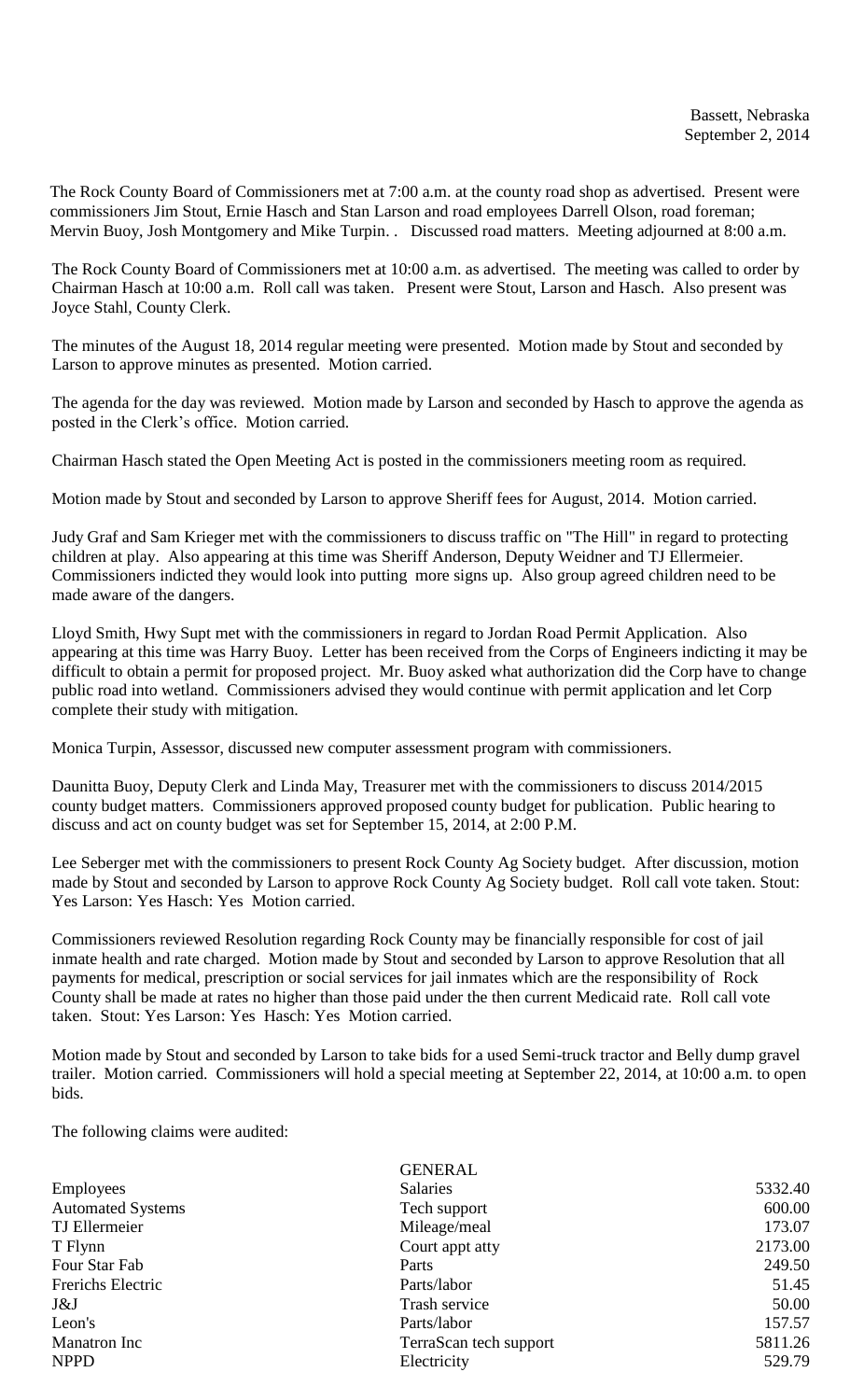Bassett, Nebraska
September 2, 2014

The Rock County Board of Commissioners met at 7:00 a.m. at the county road shop as advertised. Present were commissioners Jim Stout, Ernie Hasch and Stan Larson and road employees Darrell Olson, road foreman; Mervin Buoy, Josh Montgomery and Mike Turpin. . Discussed road matters. Meeting adjourned at 8:00 a.m.

The Rock County Board of Commissioners met at 10:00 a.m. as advertised. The meeting was called to order by Chairman Hasch at 10:00 a.m. Roll call was taken. Present were Stout, Larson and Hasch. Also present was Joyce Stahl, County Clerk.

The minutes of the August 18, 2014 regular meeting were presented. Motion made by Stout and seconded by Larson to approve minutes as presented. Motion carried.

The agenda for the day was reviewed. Motion made by Larson and seconded by Hasch to approve the agenda as posted in the Clerk's office. Motion carried.

Chairman Hasch stated the Open Meeting Act is posted in the commissioners meeting room as required.

Motion made by Stout and seconded by Larson to approve Sheriff fees for August, 2014. Motion carried.

Judy Graf and Sam Krieger met with the commissioners to discuss traffic on "The Hill" in regard to protecting children at play. Also appearing at this time was Sheriff Anderson, Deputy Weidner and TJ Ellermeier. Commissioners indicted they would look into putting more signs up. Also group agreed children need to be made aware of the dangers.

Lloyd Smith, Hwy Supt met with the commissioners in regard to Jordan Road Permit Application. Also appearing at this time was Harry Buoy. Letter has been received from the Corps of Engineers indicting it may be difficult to obtain a permit for proposed project. Mr. Buoy asked what authorization did the Corp have to change public road into wetland. Commissioners advised they would continue with permit application and let Corp complete their study with mitigation.

Monica Turpin, Assessor, discussed new computer assessment program with commissioners.

Daunitta Buoy, Deputy Clerk and Linda May, Treasurer met with the commissioners to discuss 2014/2015 county budget matters. Commissioners approved proposed county budget for publication. Public hearing to discuss and act on county budget was set for September 15, 2014, at 2:00 P.M.

Lee Seberger met with the commissioners to present Rock County Ag Society budget. After discussion, motion made by Stout and seconded by Larson to approve Rock County Ag Society budget. Roll call vote taken. Stout: Yes Larson: Yes Hasch: Yes Motion carried.

Commissioners reviewed Resolution regarding Rock County may be financially responsible for cost of jail inmate health and rate charged. Motion made by Stout and seconded by Larson to approve Resolution that all payments for medical, prescription or social services for jail inmates which are the responsibility of Rock County shall be made at rates no higher than those paid under the then current Medicaid rate. Roll call vote taken. Stout: Yes Larson: Yes Hasch: Yes Motion carried.

Motion made by Stout and seconded by Larson to take bids for a used Semi-truck tractor and Belly dump gravel trailer. Motion carried. Commissioners will hold a special meeting at September 22, 2014, at 10:00 a.m. to open bids.

The following claims were audited:

| | GENERAL | |
|---|---|---|
| Employees | Salaries | 5332.40 |
| Automated Systems | Tech support | 600.00 |
| TJ Ellermeier | Mileage/meal | 173.07 |
| T Flynn | Court appt atty | 2173.00 |
| Four Star Fab | Parts | 249.50 |
| Frerichs Electric | Parts/labor | 51.45 |
| J&J | Trash service | 50.00 |
| Leon's | Parts/labor | 157.57 |
| Manatron Inc | TerraScan tech support | 5811.26 |
| NPPD | Electricity | 529.79 |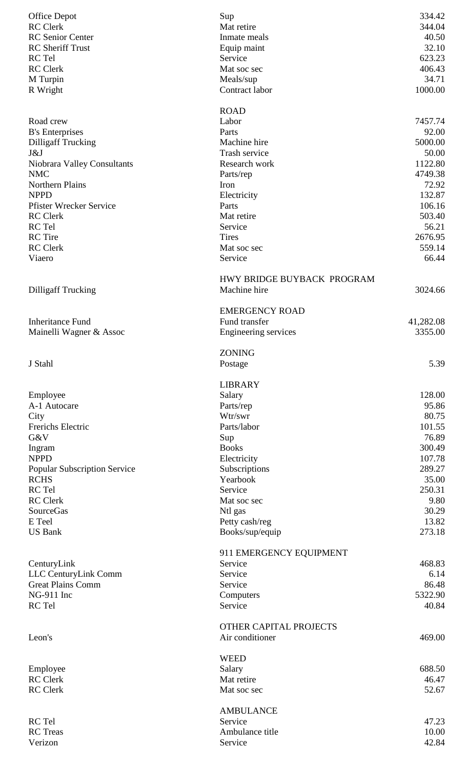| | | |
|---|---|---|
| Office Depot | Sup | 334.42 |
| RC Clerk | Mat retire | 344.04 |
| RC Senior Center | Inmate meals | 40.50 |
| RC Sheriff Trust | Equip maint | 32.10 |
| RC Tel | Service | 623.23 |
| RC Clerk | Mat soc sec | 406.43 |
| M Turpin | Meals/sup | 34.71 |
| R Wright | Contract labor | 1000.00 |
| | **ROAD** | |
| Road crew | Labor | 7457.74 |
| B's Enterprises | Parts | 92.00 |
| Dilligaff Trucking | Machine hire | 5000.00 |
| J&J | Trash service | 50.00 |
| Niobrara Valley Consultants | Research work | 1122.80 |
| NMC | Parts/rep | 4749.38 |
| Northern Plains | Iron | 72.92 |
| NPPD | Electricity | 132.87 |
| Pfister Wrecker Service | Parts | 106.16 |
| RC Clerk | Mat retire | 503.40 |
| RC Tel | Service | 56.21 |
| RC Tire | Tires | 2676.95 |
| RC Clerk | Mat soc sec | 559.14 |
| Viaero | Service | 66.44 |
| | **HWY BRIDGE BUYBACK PROGRAM** | |
| Dilligaff Trucking | Machine hire | 3024.66 |
| | **EMERGENCY ROAD** | |
| Inheritance Fund | Fund transfer | 41,282.08 |
| Mainelli Wagner & Assoc | Engineering services | 3355.00 |
| | **ZONING** | |
| J Stahl | Postage | 5.39 |
| | **LIBRARY** | |
| Employee | Salary | 128.00 |
| A-1 Autocare | Parts/rep | 95.86 |
| City | Wtr/swr | 80.75 |
| Frerichs Electric | Parts/labor | 101.55 |
| G&V | Sup | 76.89 |
| Ingram | Books | 300.49 |
| NPPD | Electricity | 107.78 |
| Popular Subscription Service | Subscriptions | 289.27 |
| RCHS | Yearbook | 35.00 |
| RC Tel | Service | 250.31 |
| RC Clerk | Mat soc sec | 9.80 |
| SourceGas | Ntl gas | 30.29 |
| E Teel | Petty cash/reg | 13.82 |
| US Bank | Books/sup/equip | 273.18 |
| | **911 EMERGENCY EQUIPMENT** | |
| CenturyLink | Service | 468.83 |
| LLC CenturyLink Comm | Service | 6.14 |
| Great Plains Comm | Service | 86.48 |
| NG-911 Inc | Computers | 5322.90 |
| RC Tel | Service | 40.84 |
| | **OTHER CAPITAL PROJECTS** | |
| Leon's | Air conditioner | 469.00 |
| | **WEED** | |
| Employee | Salary | 688.50 |
| RC Clerk | Mat retire | 46.47 |
| RC Clerk | Mat soc sec | 52.67 |
| | **AMBULANCE** | |
| RC Tel | Service | 47.23 |
| RC Treas | Ambulance title | 10.00 |
| Verizon | Service | 42.84 |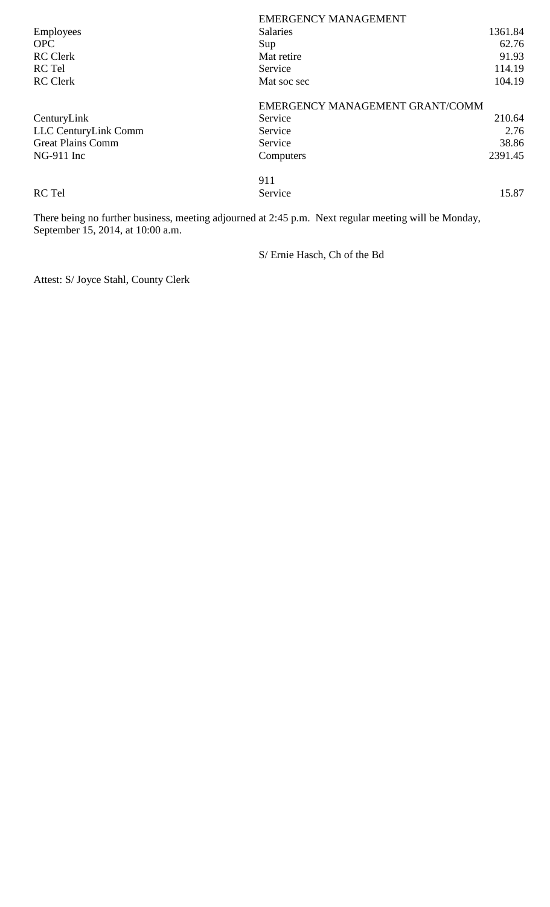| | | |
|---|---|---|
| | EMERGENCY MANAGEMENT | |
| Employees | Salaries | 1361.84 |
| OPC | Sup | 62.76 |
| RC Clerk | Mat retire | 91.93 |
| RC Tel | Service | 114.19 |
| RC Clerk | Mat soc sec | 104.19 |
| | EMERGENCY MANAGEMENT GRANT/COMM | |
| CenturyLink | Service | 210.64 |
| LLC CenturyLink Comm | Service | 2.76 |
| Great Plains Comm | Service | 38.86 |
| NG-911 Inc | Computers | 2391.45 |
| | 911 | |
| RC Tel | Service | 15.87 |

There being no further business, meeting adjourned at 2:45 p.m. Next regular meeting will be Monday, September 15, 2014, at 10:00 a.m.

S/ Ernie Hasch, Ch of the Bd

Attest: S/ Joyce Stahl, County Clerk